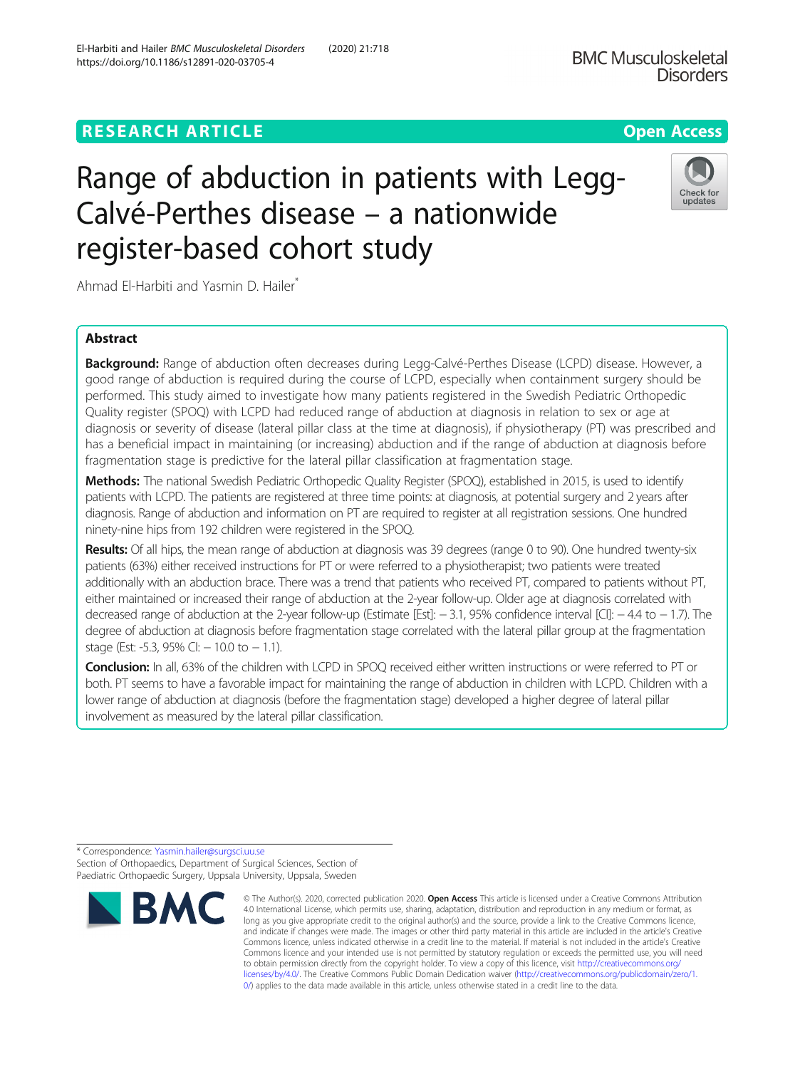RESEARCH ARTICLE

Open Access

# Range of abduction in patients with Legg-Calvé-Perthes disease – a nationwide register-based cohort study

Ahmad El-Harbiti and Yasmin D. Hailer*

## Abstract

**Background:** Range of abduction often decreases during Legg-Calvé-Perthes Disease (LCPD) disease. However, a good range of abduction is required during the course of LCPD, especially when containment surgery should be performed. This study aimed to investigate how many patients registered in the Swedish Pediatric Orthopedic Quality register (SPOQ) with LCPD had reduced range of abduction at diagnosis in relation to sex or age at diagnosis or severity of disease (lateral pillar class at the time at diagnosis), if physiotherapy (PT) was prescribed and has a beneficial impact in maintaining (or increasing) abduction and if the range of abduction at diagnosis before fragmentation stage is predictive for the lateral pillar classification at fragmentation stage.

**Methods:** The national Swedish Pediatric Orthopedic Quality Register (SPOQ), established in 2015, is used to identify patients with LCPD. The patients are registered at three time points: at diagnosis, at potential surgery and 2 years after diagnosis. Range of abduction and information on PT are required to register at all registration sessions. One hundred ninety-nine hips from 192 children were registered in the SPOQ.

**Results:** Of all hips, the mean range of abduction at diagnosis was 39 degrees (range 0 to 90). One hundred twenty-six patients (63%) either received instructions for PT or were referred to a physiotherapist; two patients were treated additionally with an abduction brace. There was a trend that patients who received PT, compared to patients without PT, either maintained or increased their range of abduction at the 2-year follow-up. Older age at diagnosis correlated with decreased range of abduction at the 2-year follow-up (Estimate [Est]: − 3.1, 95% confidence interval [CI]: − 4.4 to − 1.7). The degree of abduction at diagnosis before fragmentation stage correlated with the lateral pillar group at the fragmentation stage (Est: -5.3, 95% CI: − 10.0 to − 1.1).

**Conclusion:** In all, 63% of the children with LCPD in SPOQ received either written instructions or were referred to PT or both. PT seems to have a favorable impact for maintaining the range of abduction in children with LCPD. Children with a lower range of abduction at diagnosis (before the fragmentation stage) developed a higher degree of lateral pillar involvement as measured by the lateral pillar classification.

* Correspondence: Yasmin.hailer@surgsci.uu.se
Section of Orthopaedics, Department of Surgical Sciences, Section of Paediatric Orthopaedic Surgery, Uppsala University, Uppsala, Sweden

© The Author(s). 2020, corrected publication 2020. **Open Access** This article is licensed under a Creative Commons Attribution 4.0 International License, which permits use, sharing, adaptation, distribution and reproduction in any medium or format, as long as you give appropriate credit to the original author(s) and the source, provide a link to the Creative Commons licence, and indicate if changes were made. The images or other third party material in this article are included in the article's Creative Commons licence, unless indicated otherwise in a credit line to the material. If material is not included in the article's Creative Commons licence and your intended use is not permitted by statutory regulation or exceeds the permitted use, you will need to obtain permission directly from the copyright holder. To view a copy of this licence, visit http://creativecommons.org/licenses/by/4.0/. The Creative Commons Public Domain Dedication waiver (http://creativecommons.org/publicdomain/zero/1.0/) applies to the data made available in this article, unless otherwise stated in a credit line to the data.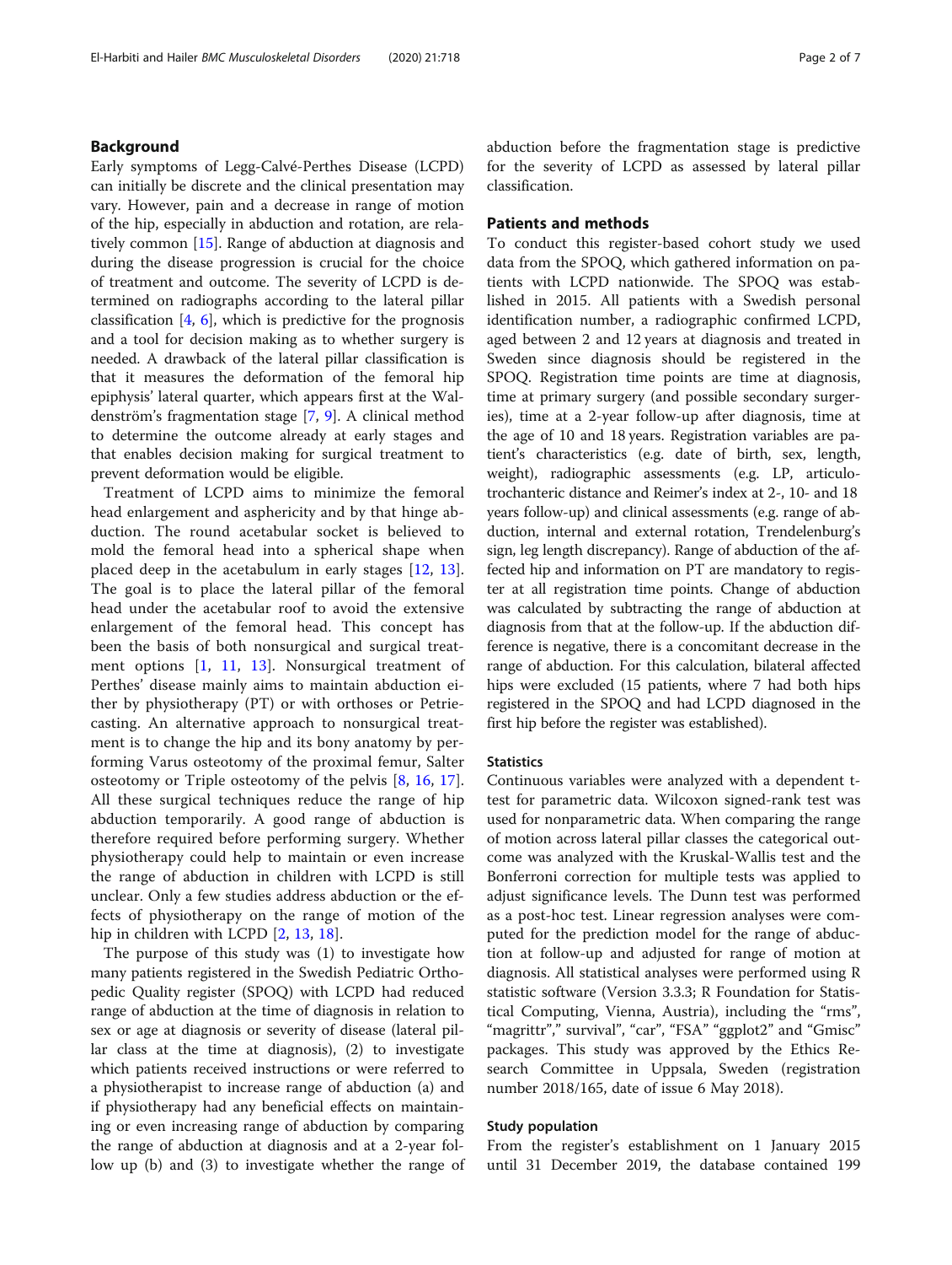## Background

Early symptoms of Legg-Calvé-Perthes Disease (LCPD) can initially be discrete and the clinical presentation may vary. However, pain and a decrease in range of motion of the hip, especially in abduction and rotation, are relatively common [15]. Range of abduction at diagnosis and during the disease progression is crucial for the choice of treatment and outcome. The severity of LCPD is determined on radiographs according to the lateral pillar classification [4, 6], which is predictive for the prognosis and a tool for decision making as to whether surgery is needed. A drawback of the lateral pillar classification is that it measures the deformation of the femoral hip epiphysis' lateral quarter, which appears first at the Waldenström's fragmentation stage [7, 9]. A clinical method to determine the outcome already at early stages and that enables decision making for surgical treatment to prevent deformation would be eligible.

Treatment of LCPD aims to minimize the femoral head enlargement and asphericity and by that hinge abduction. The round acetabular socket is believed to mold the femoral head into a spherical shape when placed deep in the acetabulum in early stages [12, 13]. The goal is to place the lateral pillar of the femoral head under the acetabular roof to avoid the extensive enlargement of the femoral head. This concept has been the basis of both nonsurgical and surgical treatment options [1, 11, 13]. Nonsurgical treatment of Perthes' disease mainly aims to maintain abduction either by physiotherapy (PT) or with orthoses or Petrie-casting. An alternative approach to nonsurgical treatment is to change the hip and its bony anatomy by performing Varus osteotomy of the proximal femur, Salter osteotomy or Triple osteotomy of the pelvis [8, 16, 17]. All these surgical techniques reduce the range of hip abduction temporarily. A good range of abduction is therefore required before performing surgery. Whether physiotherapy could help to maintain or even increase the range of abduction in children with LCPD is still unclear. Only a few studies address abduction or the effects of physiotherapy on the range of motion of the hip in children with LCPD [2, 13, 18].

The purpose of this study was (1) to investigate how many patients registered in the Swedish Pediatric Orthopedic Quality register (SPOQ) with LCPD had reduced range of abduction at the time of diagnosis in relation to sex or age at diagnosis or severity of disease (lateral pillar class at the time at diagnosis), (2) to investigate which patients received instructions or were referred to a physiotherapist to increase range of abduction (a) and if physiotherapy had any beneficial effects on maintaining or even increasing range of abduction by comparing the range of abduction at diagnosis and at a 2-year follow up (b) and (3) to investigate whether the range of abduction before the fragmentation stage is predictive for the severity of LCPD as assessed by lateral pillar classification.

## Patients and methods

To conduct this register-based cohort study we used data from the SPOQ, which gathered information on patients with LCPD nationwide. The SPOQ was established in 2015. All patients with a Swedish personal identification number, a radiographic confirmed LCPD, aged between 2 and 12 years at diagnosis and treated in Sweden since diagnosis should be registered in the SPOQ. Registration time points are time at diagnosis, time at primary surgery (and possible secondary surgeries), time at a 2-year follow-up after diagnosis, time at the age of 10 and 18 years. Registration variables are patient's characteristics (e.g. date of birth, sex, length, weight), radiographic assessments (e.g. LP, articulo-trochanteric distance and Reimer's index at 2-, 10- and 18 years follow-up) and clinical assessments (e.g. range of abduction, internal and external rotation, Trendelenburg's sign, leg length discrepancy). Range of abduction of the affected hip and information on PT are mandatory to register at all registration time points. Change of abduction was calculated by subtracting the range of abduction at diagnosis from that at the follow-up. If the abduction difference is negative, there is a concomitant decrease in the range of abduction. For this calculation, bilateral affected hips were excluded (15 patients, where 7 had both hips registered in the SPOQ and had LCPD diagnosed in the first hip before the register was established).

### Statistics

Continuous variables were analyzed with a dependent t-test for parametric data. Wilcoxon signed-rank test was used for nonparametric data. When comparing the range of motion across lateral pillar classes the categorical outcome was analyzed with the Kruskal-Wallis test and the Bonferroni correction for multiple tests was applied to adjust significance levels. The Dunn test was performed as a post-hoc test. Linear regression analyses were computed for the prediction model for the range of abduction at follow-up and adjusted for range of motion at diagnosis. All statistical analyses were performed using R statistic software (Version 3.3.3; R Foundation for Statistical Computing, Vienna, Austria), including the "rms", "magrittr"," survival", "car", "FSA" "ggplot2" and "Gmisc" packages. This study was approved by the Ethics Research Committee in Uppsala, Sweden (registration number 2018/165, date of issue 6 May 2018).

### Study population

From the register's establishment on 1 January 2015 until 31 December 2019, the database contained 199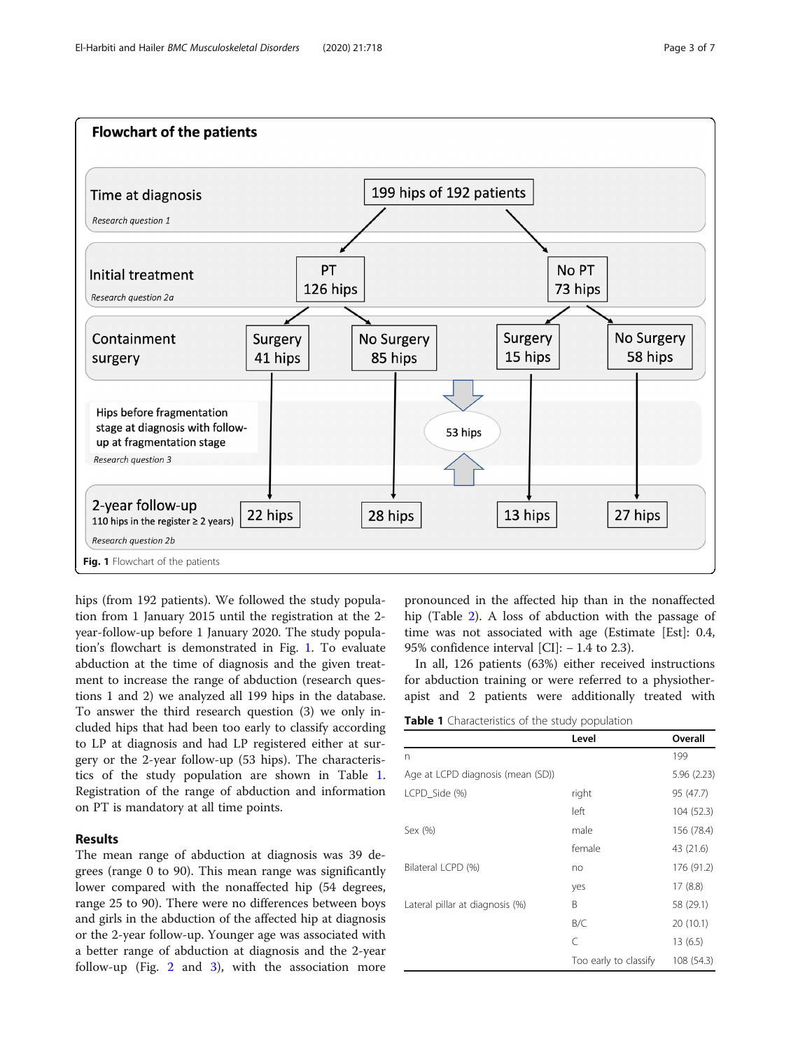**Flowchart of the patients**

| | | | | |
|---|---|---|---|---|
| Time at diagnosis (*Research question 1*) | 199 hips of 192 patients | | | |
| Initial treatment (*Research question 2a*) | PT 126 hips | | No PT 73 hips | |
| Containment surgery | Surgery 41 hips | No Surgery 85 hips | Surgery 15 hips | No Surgery 58 hips |
| Hips before fragmentation stage at diagnosis with follow-up at fragmentation stage (*Research question 3*) | 53 hips | | | |
| 2-year follow-up (110 hips in the register ≥ 2 years) (*Research question 2b*) | 22 hips | 28 hips | 13 hips | 27 hips |

**Fig. 1** Flowchart of the patients

hips (from 192 patients). We followed the study population from 1 January 2015 until the registration at the 2-year-follow-up before 1 January 2020. The study population's flowchart is demonstrated in Fig. 1. To evaluate abduction at the time of diagnosis and the given treatment to increase the range of abduction (research questions 1 and 2) we analyzed all 199 hips in the database. To answer the third research question (3) we only included hips that had been too early to classify according to LP at diagnosis and had LP registered either at surgery or the 2-year follow-up (53 hips). The characteristics of the study population are shown in Table 1. Registration of the range of abduction and information on PT is mandatory at all time points.

## Results

The mean range of abduction at diagnosis was 39 degrees (range 0 to 90). This mean range was significantly lower compared with the nonaffected hip (54 degrees, range 25 to 90). There were no differences between boys and girls in the abduction of the affected hip at diagnosis or the 2-year follow-up. Younger age was associated with a better range of abduction at diagnosis and the 2-year follow-up (Fig. 2 and 3), with the association more pronounced in the affected hip than in the nonaffected hip (Table 2). A loss of abduction with the passage of time was not associated with age (Estimate [Est]: 0.4, 95% confidence interval [CI]: − 1.4 to 2.3).

In all, 126 patients (63%) either received instructions for abduction training or were referred to a physiotherapist and 2 patients were additionally treated with

**Table 1** Characteristics of the study population

| | Level | Overall |
|---|---|---|
| n | | 199 |
| Age at LCPD diagnosis (mean (SD)) | | 5.96 (2.23) |
| LCPD_Side (%) | right | 95 (47.7) |
| | left | 104 (52.3) |
| Sex (%) | male | 156 (78.4) |
| | female | 43 (21.6) |
| Bilateral LCPD (%) | no | 176 (91.2) |
| | yes | 17 (8.8) |
| Lateral pillar at diagnosis (%) | B | 58 (29.1) |
| | B/C | 20 (10.1) |
| | C | 13 (6.5) |
| | Too early to classify | 108 (54.3) |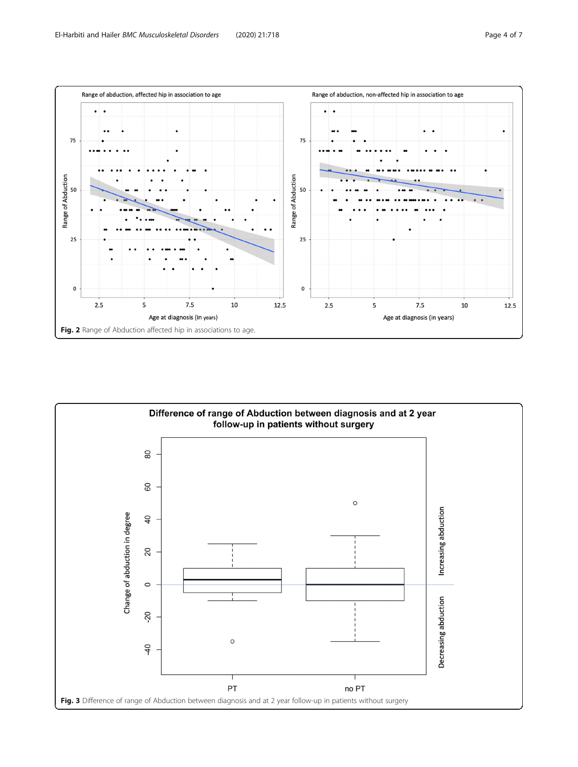**Fig. 2** Range of Abduction affected hip in associations to age.

**Fig. 3** Difference of range of Abduction between diagnosis and at 2 year follow-up in patients without surgery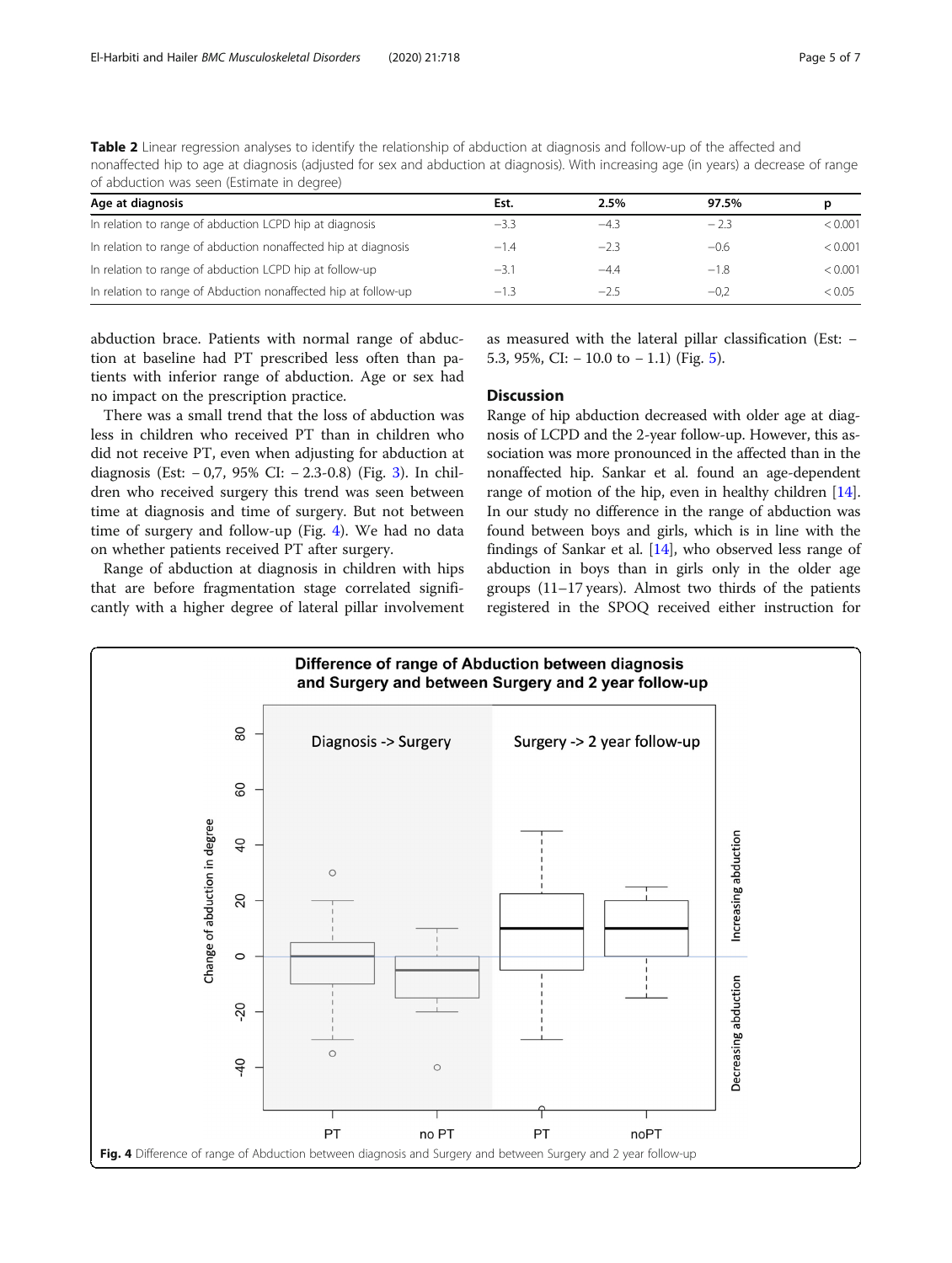**Table 2** Linear regression analyses to identify the relationship of abduction at diagnosis and follow-up of the affected and nonaffected hip to age at diagnosis (adjusted for sex and abduction at diagnosis). With increasing age (in years) a decrease of range of abduction was seen (Estimate in degree)

| Age at diagnosis | Est. | 2.5% | 97.5% | p |
|---|---|---|---|---|
| In relation to range of abduction LCPD hip at diagnosis | −3.3 | −4.3 | − 2.3 | < 0.001 |
| In relation to range of abduction nonaffected hip at diagnosis | −1.4 | −2.3 | −0.6 | < 0.001 |
| In relation to range of abduction LCPD hip at follow-up | −3.1 | −4.4 | −1.8 | < 0.001 |
| In relation to range of Abduction nonaffected hip at follow-up | −1.3 | −2.5 | −0,2 | < 0.05 |

abduction brace. Patients with normal range of abduction at baseline had PT prescribed less often than patients with inferior range of abduction. Age or sex had no impact on the prescription practice.

There was a small trend that the loss of abduction was less in children who received PT than in children who did not receive PT, even when adjusting for abduction at diagnosis (Est: − 0,7, 95% CI: − 2.3-0.8) (Fig. 3). In children who received surgery this trend was seen between time at diagnosis and time of surgery. But not between time of surgery and follow-up (Fig. 4). We had no data on whether patients received PT after surgery.

Range of abduction at diagnosis in children with hips that are before fragmentation stage correlated significantly with a higher degree of lateral pillar involvement as measured with the lateral pillar classification (Est: − 5.3, 95%, CI: − 10.0 to − 1.1) (Fig. 5).

## Discussion

Range of hip abduction decreased with older age at diagnosis of LCPD and the 2-year follow-up. However, this association was more pronounced in the affected than in the nonaffected hip. Sankar et al. found an age-dependent range of motion of the hip, even in healthy children [14]. In our study no difference in the range of abduction was found between boys and girls, which is in line with the findings of Sankar et al. [14], who observed less range of abduction in boys than in girls only in the older age groups (11–17 years). Almost two thirds of the patients registered in the SPOQ received either instruction for

**Fig. 4** Difference of range of Abduction between diagnosis and Surgery and between Surgery and 2 year follow-up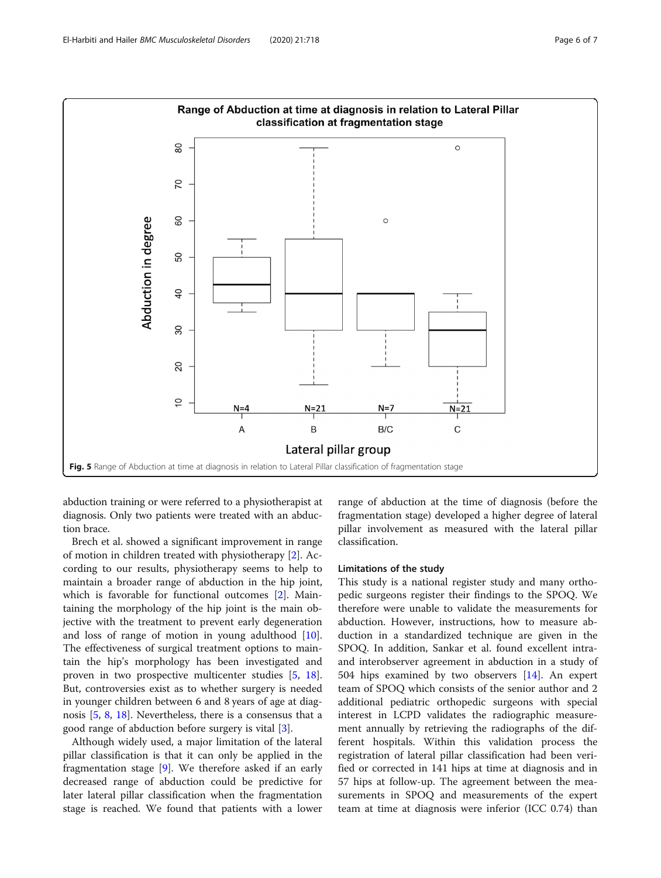Fig. 5 Range of Abduction at time at diagnosis in relation to Lateral Pillar classification of fragmentation stage

abduction training or were referred to a physiotherapist at diagnosis. Only two patients were treated with an abduction brace.

Brech et al. showed a significant improvement in range of motion in children treated with physiotherapy [2]. According to our results, physiotherapy seems to help to maintain a broader range of abduction in the hip joint, which is favorable for functional outcomes [2]. Maintaining the morphology of the hip joint is the main objective with the treatment to prevent early degeneration and loss of range of motion in young adulthood [10]. The effectiveness of surgical treatment options to maintain the hip's morphology has been investigated and proven in two prospective multicenter studies [5, 18]. But, controversies exist as to whether surgery is needed in younger children between 6 and 8 years of age at diagnosis [5, 8, 18]. Nevertheless, there is a consensus that a good range of abduction before surgery is vital [3].

Although widely used, a major limitation of the lateral pillar classification is that it can only be applied in the fragmentation stage [9]. We therefore asked if an early decreased range of abduction could be predictive for later lateral pillar classification when the fragmentation stage is reached. We found that patients with a lower range of abduction at the time of diagnosis (before the fragmentation stage) developed a higher degree of lateral pillar involvement as measured with the lateral pillar classification.

### Limitations of the study

This study is a national register study and many orthopedic surgeons register their findings to the SPOQ. We therefore were unable to validate the measurements for abduction. However, instructions, how to measure abduction in a standardized technique are given in the SPOQ. In addition, Sankar et al. found excellent intra- and interobserver agreement in abduction in a study of 504 hips examined by two observers [14]. An expert team of SPOQ which consists of the senior author and 2 additional pediatric orthopedic surgeons with special interest in LCPD validates the radiographic measurement annually by retrieving the radiographs of the different hospitals. Within this validation process the registration of lateral pillar classification had been verified or corrected in 141 hips at time at diagnosis and in 57 hips at follow-up. The agreement between the measurements in SPOQ and measurements of the expert team at time at diagnosis were inferior (ICC 0.74) than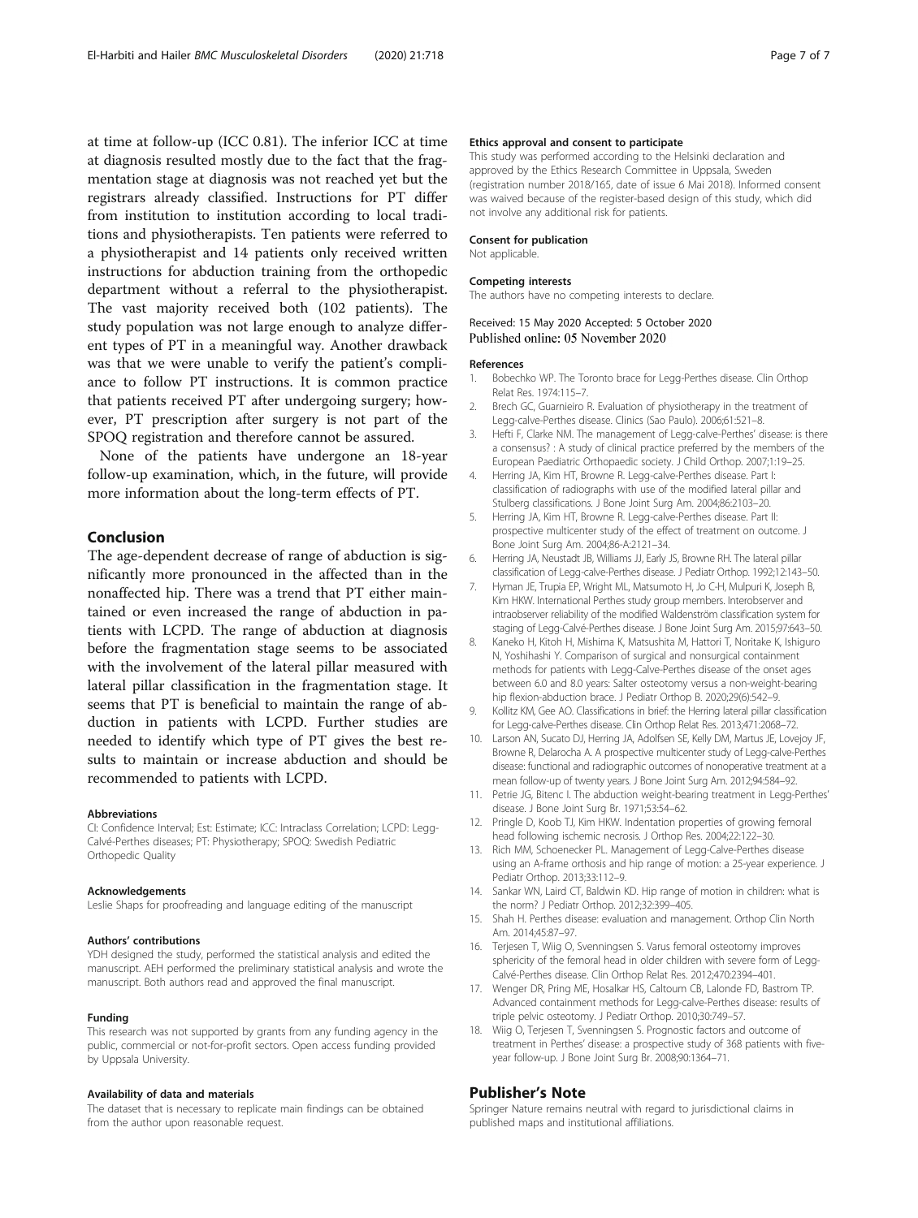at time at follow-up (ICC 0.81). The inferior ICC at time at diagnosis resulted mostly due to the fact that the fragmentation stage at diagnosis was not reached yet but the registrars already classified. Instructions for PT differ from institution to institution according to local traditions and physiotherapists. Ten patients were referred to a physiotherapist and 14 patients only received written instructions for abduction training from the orthopedic department without a referral to the physiotherapist. The vast majority received both (102 patients). The study population was not large enough to analyze different types of PT in a meaningful way. Another drawback was that we were unable to verify the patient's compliance to follow PT instructions. It is common practice that patients received PT after undergoing surgery; however, PT prescription after surgery is not part of the SPOQ registration and therefore cannot be assured.

None of the patients have undergone an 18-year follow-up examination, which, in the future, will provide more information about the long-term effects of PT.

## Conclusion

The age-dependent decrease of range of abduction is significantly more pronounced in the affected than in the nonaffected hip. There was a trend that PT either maintained or even increased the range of abduction in patients with LCPD. The range of abduction at diagnosis before the fragmentation stage seems to be associated with the involvement of the lateral pillar measured with lateral pillar classification in the fragmentation stage. It seems that PT is beneficial to maintain the range of abduction in patients with LCPD. Further studies are needed to identify which type of PT gives the best results to maintain or increase abduction and should be recommended to patients with LCPD.

#### Abbreviations

CI: Confidence Interval; Est: Estimate; ICC: Intraclass Correlation; LCPD: Legg-Calvé-Perthes diseases; PT: Physiotherapy; SPOQ: Swedish Pediatric Orthopedic Quality

#### Acknowledgements

Leslie Shaps for proofreading and language editing of the manuscript

#### Authors' contributions

YDH designed the study, performed the statistical analysis and edited the manuscript. AEH performed the preliminary statistical analysis and wrote the manuscript. Both authors read and approved the final manuscript.

#### Funding

This research was not supported by grants from any funding agency in the public, commercial or not-for-profit sectors. Open access funding provided by Uppsala University.

#### Availability of data and materials

The dataset that is necessary to replicate main findings can be obtained from the author upon reasonable request.

#### Ethics approval and consent to participate

This study was performed according to the Helsinki declaration and approved by the Ethics Research Committee in Uppsala, Sweden (registration number 2018/165, date of issue 6 Mai 2018). Informed consent was waived because of the register-based design of this study, which did not involve any additional risk for patients.

#### Consent for publication

Not applicable.

#### Competing interests

The authors have no competing interests to declare.

Received: 15 May 2020 Accepted: 5 October 2020
Published online: 05 November 2020

#### References

1. Bobechko WP. The Toronto brace for Legg-Perthes disease. Clin Orthop Relat Res. 1974:115–7.
2. Brech GC, Guarnieiro R. Evaluation of physiotherapy in the treatment of Legg-calve-Perthes disease. Clinics (Sao Paulo). 2006;61:521–8.
3. Hefti F, Clarke NM. The management of Legg-calve-Perthes' disease: is there a consensus? : A study of clinical practice preferred by the members of the European Paediatric Orthopaedic society. J Child Orthop. 2007;1:19–25.
4. Herring JA, Kim HT, Browne R. Legg-calve-Perthes disease. Part I: classification of radiographs with use of the modified lateral pillar and Stulberg classifications. J Bone Joint Surg Am. 2004;86:2103–20.
5. Herring JA, Kim HT, Browne R. Legg-calve-Perthes disease. Part II: prospective multicenter study of the effect of treatment on outcome. J Bone Joint Surg Am. 2004;86-A:2121–34.
6. Herring JA, Neustadt JB, Williams JJ, Early JS, Browne RH. The lateral pillar classification of Legg-calve-Perthes disease. J Pediatr Orthop. 1992;12:143–50.
7. Hyman JE, Trupia EP, Wright ML, Matsumoto H, Jo C-H, Mulpuri K, Joseph B, Kim HKW. International Perthes study group members. Interobserver and intraobserver reliability of the modified Waldenström classification system for staging of Legg-Calvé-Perthes disease. J Bone Joint Surg Am. 2015;97:643–50.
8. Kaneko H, Kitoh H, Mishima K, Matsushita M, Hattori T, Noritake K, Ishiguro N, Yoshihashi Y. Comparison of surgical and nonsurgical containment methods for patients with Legg-Calve-Perthes disease of the onset ages between 6.0 and 8.0 years: Salter osteotomy versus a non-weight-bearing hip flexion-abduction brace. J Pediatr Orthop B. 2020;29(6):542–9.
9. Kollitz KM, Gee AO. Classifications in brief: the Herring lateral pillar classification for Legg-calve-Perthes disease. Clin Orthop Relat Res. 2013;471:2068–72.
10. Larson AN, Sucato DJ, Herring JA, Adolfsen SE, Kelly DM, Martus JE, Lovejoy JF, Browne R, Delarocha A. A prospective multicenter study of Legg-calve-Perthes disease: functional and radiographic outcomes of nonoperative treatment at a mean follow-up of twenty years. J Bone Joint Surg Am. 2012;94:584–92.
11. Petrie JG, Bitenc I. The abduction weight-bearing treatment in Legg-Perthes' disease. J Bone Joint Surg Br. 1971;53:54–62.
12. Pringle D, Koob TJ, Kim HKW. Indentation properties of growing femoral head following ischemic necrosis. J Orthop Res. 2004;22:122–30.
13. Rich MM, Schoenecker PL. Management of Legg-Calve-Perthes disease using an A-frame orthosis and hip range of motion: a 25-year experience. J Pediatr Orthop. 2013;33:112–9.
14. Sankar WN, Laird CT, Baldwin KD. Hip range of motion in children: what is the norm? J Pediatr Orthop. 2012;32:399–405.
15. Shah H. Perthes disease: evaluation and management. Orthop Clin North Am. 2014;45:87–97.
16. Terjesen T, Wiig O, Svenningsen S. Varus femoral osteotomy improves sphericity of the femoral head in older children with severe form of Legg-Calvé-Perthes disease. Clin Orthop Relat Res. 2012;470:2394–401.
17. Wenger DR, Pring ME, Hosalkar HS, Caltoum CB, Lalonde FD, Bastrom TP. Advanced containment methods for Legg-calve-Perthes disease: results of triple pelvic osteotomy. J Pediatr Orthop. 2010;30:749–57.
18. Wiig O, Terjesen T, Svenningsen S. Prognostic factors and outcome of treatment in Perthes' disease: a prospective study of 368 patients with five-year follow-up. J Bone Joint Surg Br. 2008;90:1364–71.

## Publisher's Note

Springer Nature remains neutral with regard to jurisdictional claims in published maps and institutional affiliations.